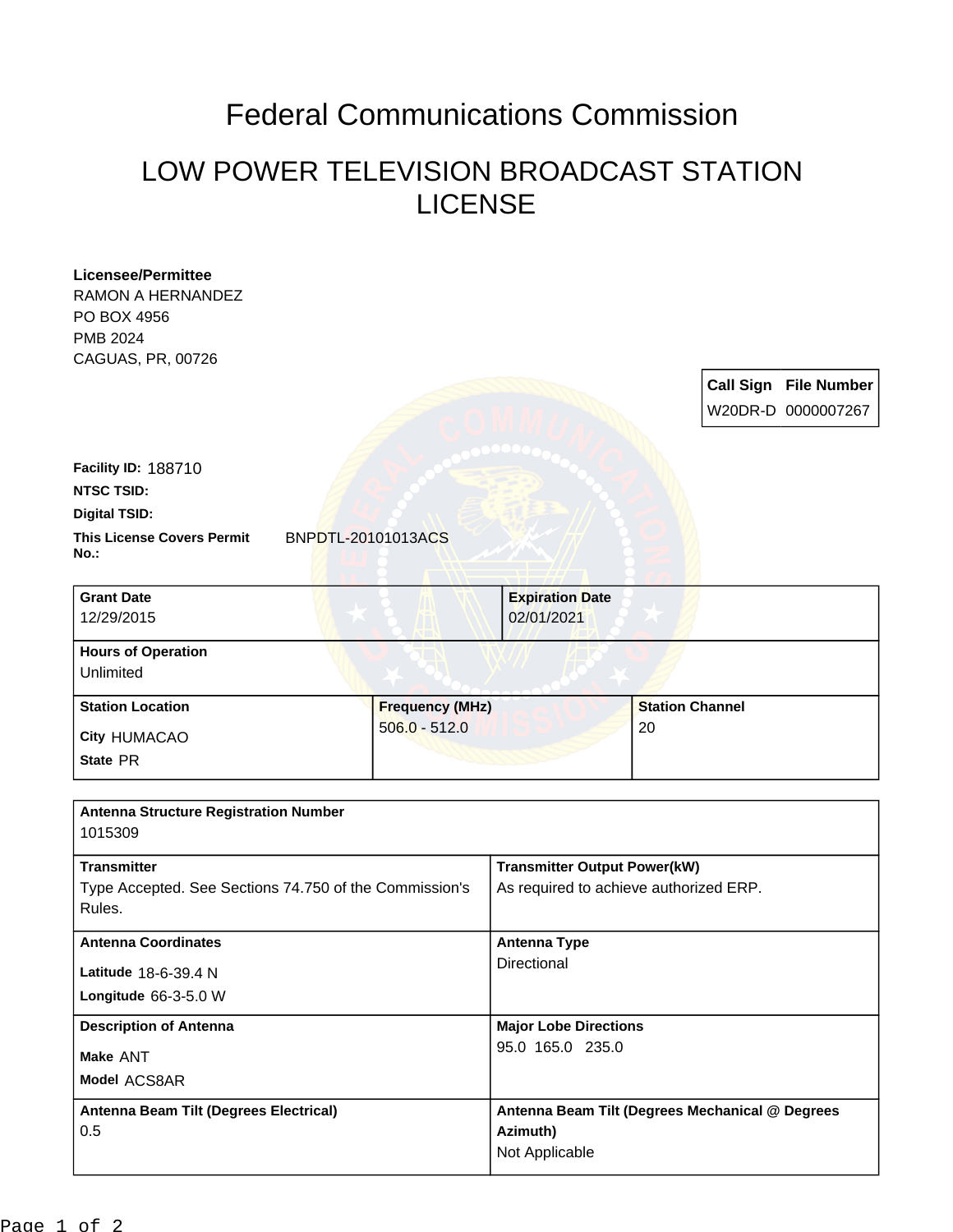# Federal Communications Commission

## LOW POWER TELEVISION BROADCAST STATION LICENSE

**Licensee/Permittee**
RAMON A HERNANDEZ
PO BOX 4956
PMB 2024
CAGUAS, PR, 00726

| Call Sign | File Number |
|---|---|
| W20DR-D | 0000007267 |

**Facility ID:** 188710

**NTSC TSID:**

**Digital TSID:**

**This License Covers Permit No.:** BNPDTL-20101013ACS

| Grant Date | Expiration Date |
|---|---|
| 12/29/2015 | 02/01/2021 |

**Hours of Operation**
Unlimited

| Station Location | Frequency (MHz) | Station Channel |
|---|---|---|
| City HUMACAO<br>State PR | 506.0 - 512.0 | 20 |

**Antenna Structure Registration Number**
1015309

| Transmitter | Transmitter Output Power(kW) |
|---|---|
| Type Accepted. See Sections 74.750 of the Commission's Rules. | As required to achieve authorized ERP. |

| Antenna Coordinates | Antenna Type |
|---|---|
| Latitude 18-6-39.4 N<br>Longitude 66-3-5.0 W | Directional |

| Description of Antenna | Major Lobe Directions |
|---|---|
| Make ANT<br>Model ACS8AR | 95.0 165.0 235.0 |

| Antenna Beam Tilt (Degrees Electrical) | Antenna Beam Tilt (Degrees Mechanical @ Degrees Azimuth) |
|---|---|
| 0.5 | Not Applicable |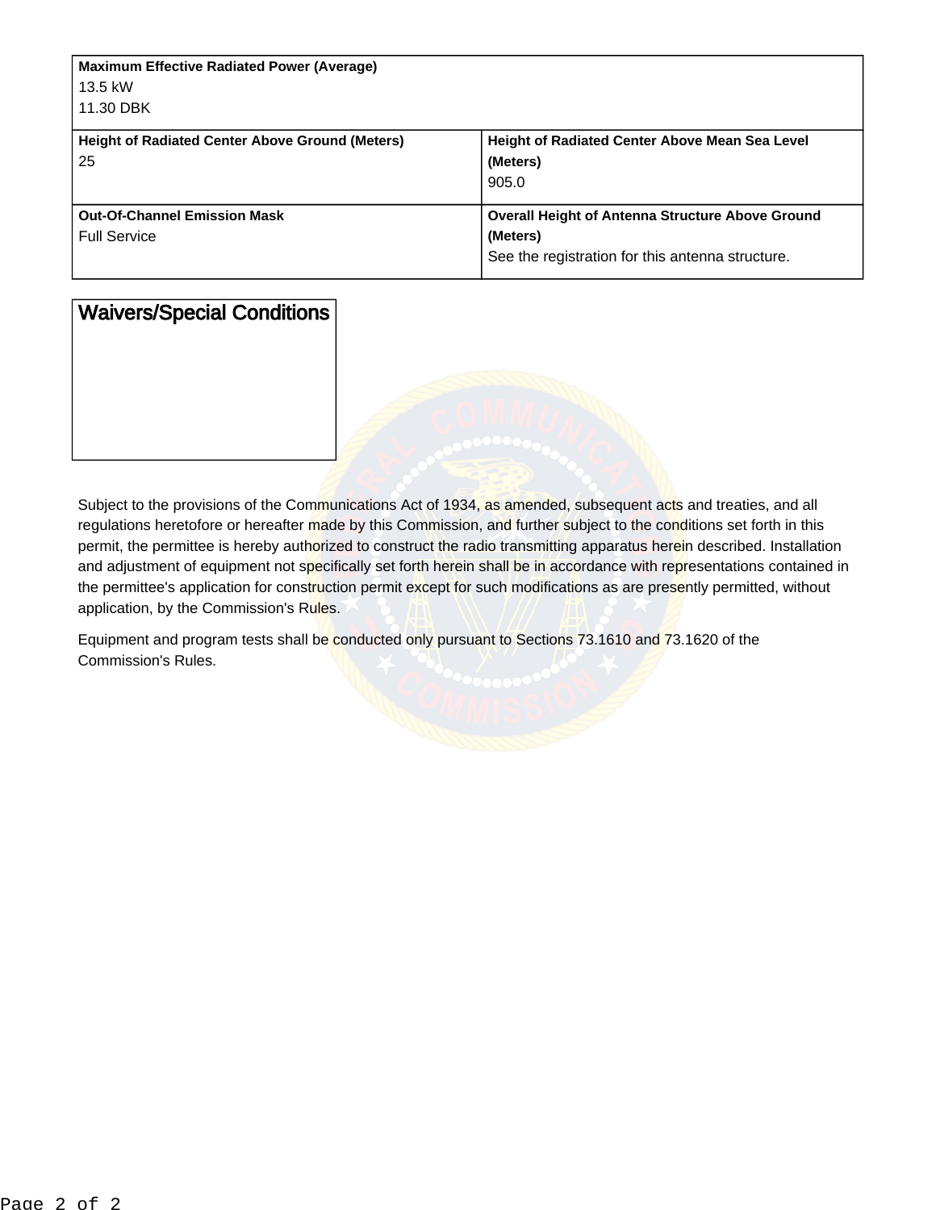| | |
|---|---|
| **Maximum Effective Radiated Power (Average)**<br>13.5 kW<br>11.30 DBK | |
| **Height of Radiated Center Above Ground (Meters)**<br>25 | **Height of Radiated Center Above Mean Sea Level (Meters)**<br>905.0 |
| **Out-Of-Channel Emission Mask**<br>Full Service | **Overall Height of Antenna Structure Above Ground (Meters)**<br>See the registration for this antenna structure. |

## Waivers/Special Conditions

Subject to the provisions of the Communications Act of 1934, as amended, subsequent acts and treaties, and all regulations heretofore or hereafter made by this Commission, and further subject to the conditions set forth in this permit, the permittee is hereby authorized to construct the radio transmitting apparatus herein described. Installation and adjustment of equipment not specifically set forth herein shall be in accordance with representations contained in the permittee's application for construction permit except for such modifications as are presently permitted, without application, by the Commission's Rules.

Equipment and program tests shall be conducted only pursuant to Sections 73.1610 and 73.1620 of the Commission's Rules.